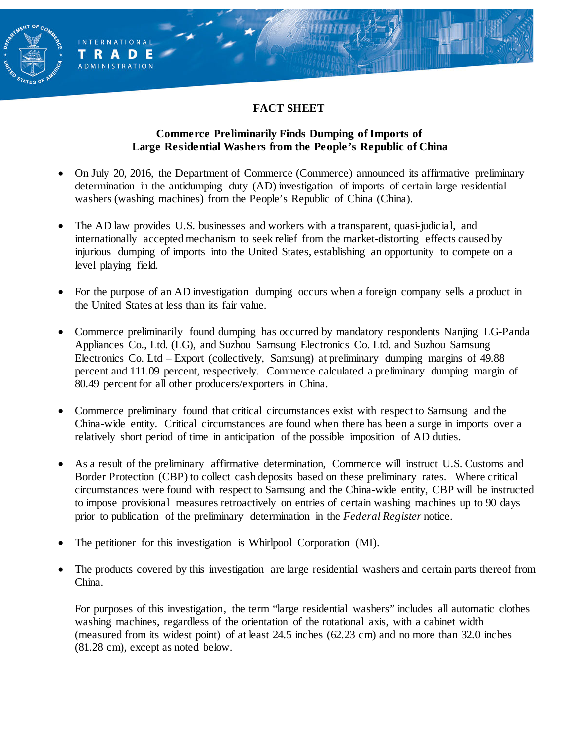INTERNATIONAL
TRADE
ADMINISTRATION

# FACT SHEET

## Commerce Preliminarily Finds Dumping of Imports of Large Residential Washers from the People's Republic of China

- On July 20, 2016, the Department of Commerce (Commerce) announced its affirmative preliminary determination in the antidumping duty (AD) investigation of imports of certain large residential washers (washing machines) from the People's Republic of China (China).

- The AD law provides U.S. businesses and workers with a transparent, quasi-judicial, and internationally accepted mechanism to seek relief from the market-distorting effects caused by injurious dumping of imports into the United States, establishing an opportunity to compete on a level playing field.

- For the purpose of an AD investigation dumping occurs when a foreign company sells a product in the United States at less than its fair value.

- Commerce preliminarily found dumping has occurred by mandatory respondents Nanjing LG-Panda Appliances Co., Ltd. (LG), and Suzhou Samsung Electronics Co. Ltd. and Suzhou Samsung Electronics Co. Ltd – Export (collectively, Samsung) at preliminary dumping margins of 49.88 percent and 111.09 percent, respectively. Commerce calculated a preliminary dumping margin of 80.49 percent for all other producers/exporters in China.

- Commerce preliminary found that critical circumstances exist with respect to Samsung and the China-wide entity. Critical circumstances are found when there has been a surge in imports over a relatively short period of time in anticipation of the possible imposition of AD duties.

- As a result of the preliminary affirmative determination, Commerce will instruct U.S. Customs and Border Protection (CBP) to collect cash deposits based on these preliminary rates. Where critical circumstances were found with respect to Samsung and the China-wide entity, CBP will be instructed to impose provisional measures retroactively on entries of certain washing machines up to 90 days prior to publication of the preliminary determination in the *Federal Register* notice.

- The petitioner for this investigation is Whirlpool Corporation (MI).

- The products covered by this investigation are large residential washers and certain parts thereof from China.

  For purposes of this investigation, the term "large residential washers" includes all automatic clothes washing machines, regardless of the orientation of the rotational axis, with a cabinet width (measured from its widest point) of at least 24.5 inches (62.23 cm) and no more than 32.0 inches (81.28 cm), except as noted below.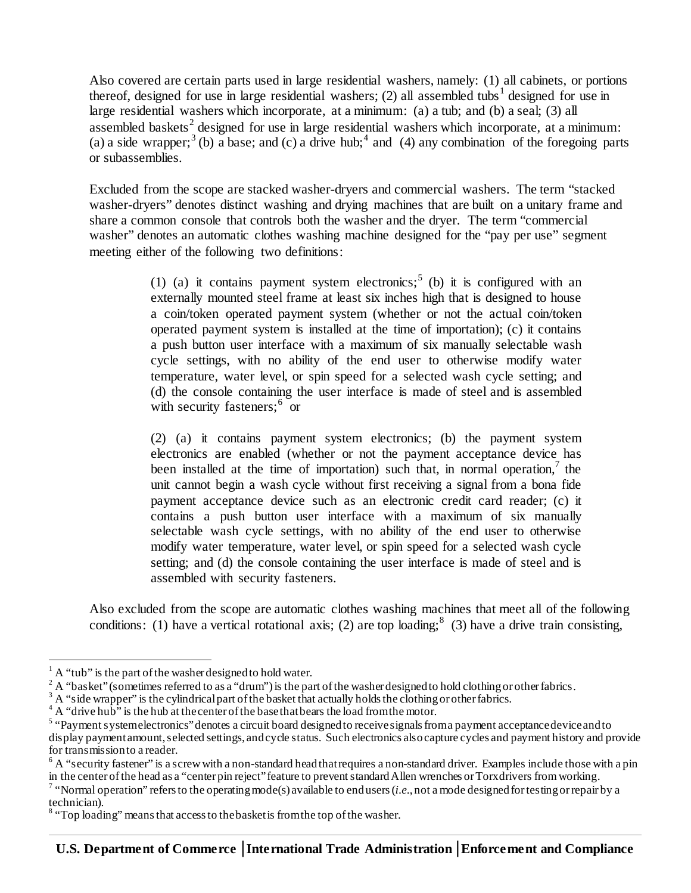Also covered are certain parts used in large residential washers, namely: (1) all cabinets, or portions thereof, designed for use in large residential washers; (2) all assembled tubs[1] designed for use in large residential washers which incorporate, at a minimum: (a) a tub; and (b) a seal; (3) all assembled baskets[2] designed for use in large residential washers which incorporate, at a minimum: (a) a side wrapper;[3] (b) a base; and (c) a drive hub;[4] and (4) any combination of the foregoing parts or subassemblies.

Excluded from the scope are stacked washer-dryers and commercial washers. The term "stacked washer-dryers" denotes distinct washing and drying machines that are built on a unitary frame and share a common console that controls both the washer and the dryer. The term "commercial washer" denotes an automatic clothes washing machine designed for the "pay per use" segment meeting either of the following two definitions:

> (1) (a) it contains payment system electronics;[5] (b) it is configured with an externally mounted steel frame at least six inches high that is designed to house a coin/token operated payment system (whether or not the actual coin/token operated payment system is installed at the time of importation); (c) it contains a push button user interface with a maximum of six manually selectable wash cycle settings, with no ability of the end user to otherwise modify water temperature, water level, or spin speed for a selected wash cycle setting; and (d) the console containing the user interface is made of steel and is assembled with security fasteners;[6] or
>
> (2) (a) it contains payment system electronics; (b) the payment system electronics are enabled (whether or not the payment acceptance device has been installed at the time of importation) such that, in normal operation,[7] the unit cannot begin a wash cycle without first receiving a signal from a bona fide payment acceptance device such as an electronic credit card reader; (c) it contains a push button user interface with a maximum of six manually selectable wash cycle settings, with no ability of the end user to otherwise modify water temperature, water level, or spin speed for a selected wash cycle setting; and (d) the console containing the user interface is made of steel and is assembled with security fasteners.

Also excluded from the scope are automatic clothes washing machines that meet all of the following conditions: (1) have a vertical rotational axis; (2) are top loading;[8] (3) have a drive train consisting,

---

[1] A "tub" is the part of the washer designed to hold water.

[2] A "basket" (sometimes referred to as a "drum") is the part of the washer designed to hold clothing or other fabrics.

[3] A "side wrapper" is the cylindrical part of the basket that actually holds the clothing or other fabrics.

[4] A "drive hub" is the hub at the center of the base that bears the load from the motor.

[5] "Payment system electronics" denotes a circuit board designed to receive signals from a payment acceptance device and to display payment amount, selected settings, and cycle status. Such electronics also capture cycles and payment history and provide for transmission to a reader.

[6] A "security fastener" is a screw with a non-standard head that requires a non-standard driver. Examples include those with a pin in the center of the head as a "center pin reject" feature to prevent standard Allen wrenches or Torx drivers from working.

[7] "Normal operation" refers to the operating mode(s) available to end users (*i.e.*, not a mode designed for testing or repair by a technician).

[8] "Top loading" means that access to the basket is from the top of the washer.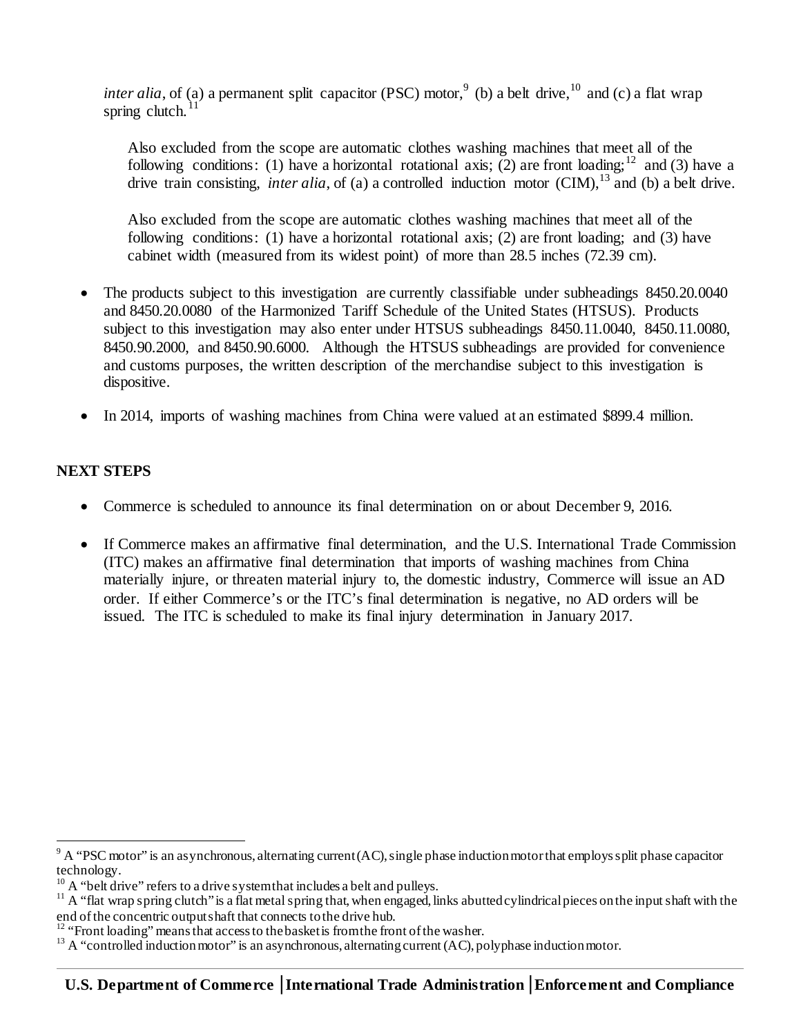*inter alia*, of (a) a permanent split capacitor (PSC) motor,[9] (b) a belt drive,[10] and (c) a flat wrap spring clutch.[11]

Also excluded from the scope are automatic clothes washing machines that meet all of the following conditions: (1) have a horizontal rotational axis; (2) are front loading;[12] and (3) have a drive train consisting, *inter alia*, of (a) a controlled induction motor (CIM),[13] and (b) a belt drive.

Also excluded from the scope are automatic clothes washing machines that meet all of the following conditions: (1) have a horizontal rotational axis; (2) are front loading; and (3) have cabinet width (measured from its widest point) of more than 28.5 inches (72.39 cm).

- The products subject to this investigation are currently classifiable under subheadings 8450.20.0040 and 8450.20.0080 of the Harmonized Tariff Schedule of the United States (HTSUS). Products subject to this investigation may also enter under HTSUS subheadings 8450.11.0040, 8450.11.0080, 8450.90.2000, and 8450.90.6000. Although the HTSUS subheadings are provided for convenience and customs purposes, the written description of the merchandise subject to this investigation is dispositive.
- In 2014, imports of washing machines from China were valued at an estimated $899.4 million.

**NEXT STEPS**

- Commerce is scheduled to announce its final determination on or about December 9, 2016.
- If Commerce makes an affirmative final determination, and the U.S. International Trade Commission (ITC) makes an affirmative final determination that imports of washing machines from China materially injure, or threaten material injury to, the domestic industry, Commerce will issue an AD order. If either Commerce's or the ITC's final determination is negative, no AD orders will be issued. The ITC is scheduled to make its final injury determination in January 2017.

---

[9] A "PSC motor" is an asynchronous, alternating current (AC), single phase induction motor that employs split phase capacitor technology.

[10] A "belt drive" refers to a drive system that includes a belt and pulleys.

[11] A "flat wrap spring clutch" is a flat metal spring that, when engaged, links abutted cylindrical pieces on the input shaft with the end of the concentric output shaft that connects to the drive hub.

[12] "Front loading" means that access to the basket is from the front of the washer.

[13] A "controlled induction motor" is an asynchronous, alternating current (AC), polyphase induction motor.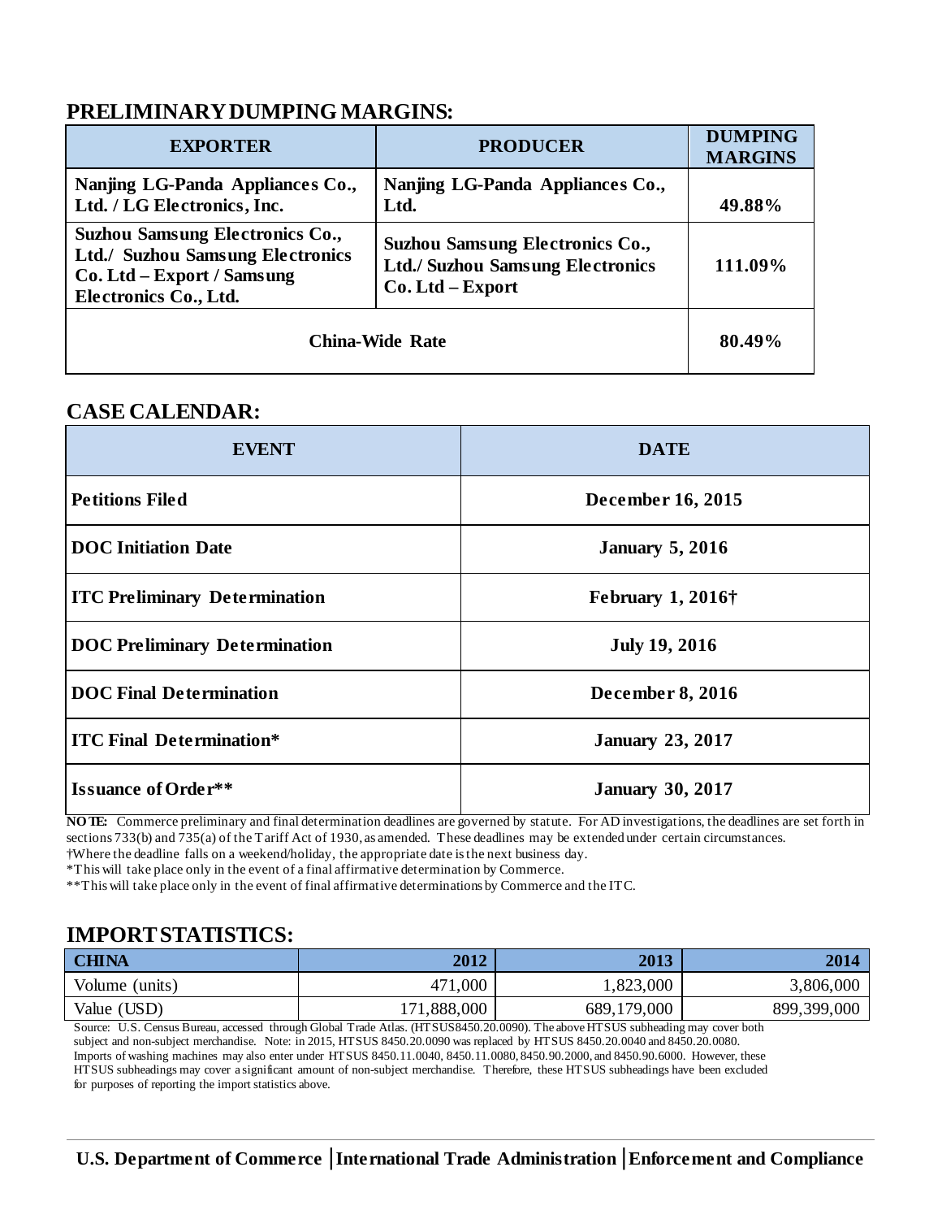## PRELIMINARY DUMPING MARGINS:

| EXPORTER | PRODUCER | DUMPING MARGINS |
| --- | --- | --- |
| **Nanjing LG-Panda Appliances Co., Ltd. / LG Electronics, Inc.** | **Nanjing LG-Panda Appliances Co., Ltd.** | **49.88%** |
| **Suzhou Samsung Electronics Co., Ltd./ Suzhou Samsung Electronics Co. Ltd – Export / Samsung Electronics Co., Ltd.** | **Suzhou Samsung Electronics Co., Ltd./ Suzhou Samsung Electronics Co. Ltd – Export** | **111.09%** |
| **China-Wide Rate** | | **80.49%** |

## CASE CALENDAR:

| EVENT | DATE |
| --- | --- |
| **Petitions Filed** | **December 16, 2015** |
| **DOC Initiation Date** | **January 5, 2016** |
| **ITC Preliminary Determination** | **February 1, 2016†** |
| **DOC Preliminary Determination** | **July 19, 2016** |
| **DOC Final Determination** | **December 8, 2016** |
| **ITC Final Determination*** | **January 23, 2017** |
| **Issuance of Order**** | **January 30, 2017** |

**NOTE:** Commerce preliminary and final determination deadlines are governed by statute. For AD investigations, the deadlines are set forth in sections 733(b) and 735(a) of the Tariff Act of 1930, as amended. These deadlines may be extended under certain circumstances.
†Where the deadline falls on a weekend/holiday, the appropriate date is the next business day.
*This will take place only in the event of a final affirmative determination by Commerce.
**This will take place only in the event of final affirmative determinations by Commerce and the ITC.

## IMPORT STATISTICS:

| CHINA | 2012 | 2013 | 2014 |
| --- | --- | --- | --- |
| Volume (units) | 471,000 | 1,823,000 | 3,806,000 |
| Value (USD) | 171,888,000 | 689,179,000 | 899,399,000 |

Source: U.S. Census Bureau, accessed through Global Trade Atlas. (HTSUS8450.20.0090). The above HTSUS subheading may cover both subject and non-subject merchandise. Note: in 2015, HTSUS 8450.20.0090 was replaced by HTSUS 8450.20.0040 and 8450.20.0080. Imports of washing machines may also enter under HTSUS 8450.11.0040, 8450.11.0080, 8450.90.2000, and 8450.90.6000. However, these HTSUS subheadings may cover a significant amount of non-subject merchandise. Therefore, these HTSUS subheadings have been excluded for purposes of reporting the import statistics above.